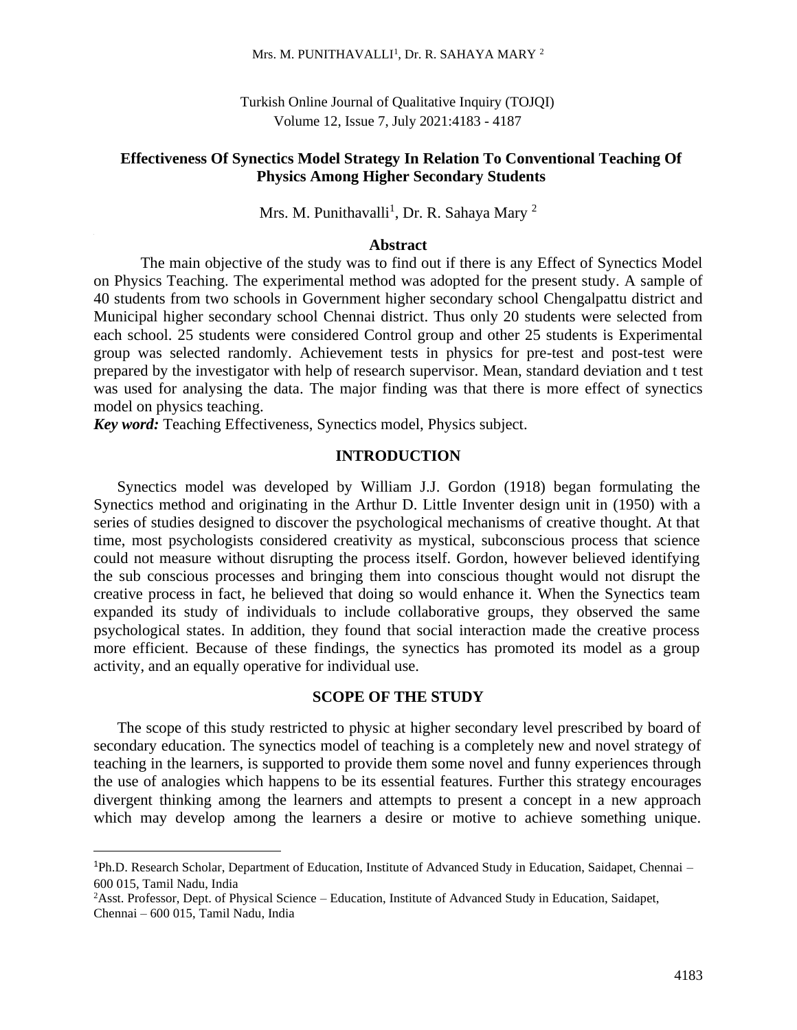# Effectiveness Of Synectics Model Strategy In Relation To Conventional Teaching Of Physics Among Higher Secondary Students

Mrs. M. Punithavalli[1], Dr. R. Sahaya Mary [2]

## Abstract

The main objective of the study was to find out if there is any Effect of Synectics Model on Physics Teaching. The experimental method was adopted for the present study. A sample of 40 students from two schools in Government higher secondary school Chengalpattu district and Municipal higher secondary school Chennai district. Thus only 20 students were selected from each school. 25 students were considered Control group and other 25 students is Experimental group was selected randomly. Achievement tests in physics for pre-test and post-test were prepared by the investigator with help of research supervisor. Mean, standard deviation and t test was used for analysing the data. The major finding was that there is more effect of synectics model on physics teaching.

***Key word:*** Teaching Effectiveness, Synectics model, Physics subject.

## INTRODUCTION

Synectics model was developed by William J.J. Gordon (1918) began formulating the Synectics method and originating in the Arthur D. Little Inventer design unit in (1950) with a series of studies designed to discover the psychological mechanisms of creative thought. At that time, most psychologists considered creativity as mystical, subconscious process that science could not measure without disrupting the process itself. Gordon, however believed identifying the sub conscious processes and bringing them into conscious thought would not disrupt the creative process in fact, he believed that doing so would enhance it. When the Synectics team expanded its study of individuals to include collaborative groups, they observed the same psychological states. In addition, they found that social interaction made the creative process more efficient. Because of these findings, the synectics has promoted its model as a group activity, and an equally operative for individual use.

## SCOPE OF THE STUDY

The scope of this study restricted to physic at higher secondary level prescribed by board of secondary education. The synectics model of teaching is a completely new and novel strategy of teaching in the learners, is supported to provide them some novel and funny experiences through the use of analogies which happens to be its essential features. Further this strategy encourages divergent thinking among the learners and attempts to present a concept in a new approach which may develop among the learners a desire or motive to achieve something unique.

---

[1] Ph.D. Research Scholar, Department of Education, Institute of Advanced Study in Education, Saidapet, Chennai – 600 015, Tamil Nadu, India

[2] Asst. Professor, Dept. of Physical Science – Education, Institute of Advanced Study in Education, Saidapet, Chennai – 600 015, Tamil Nadu, India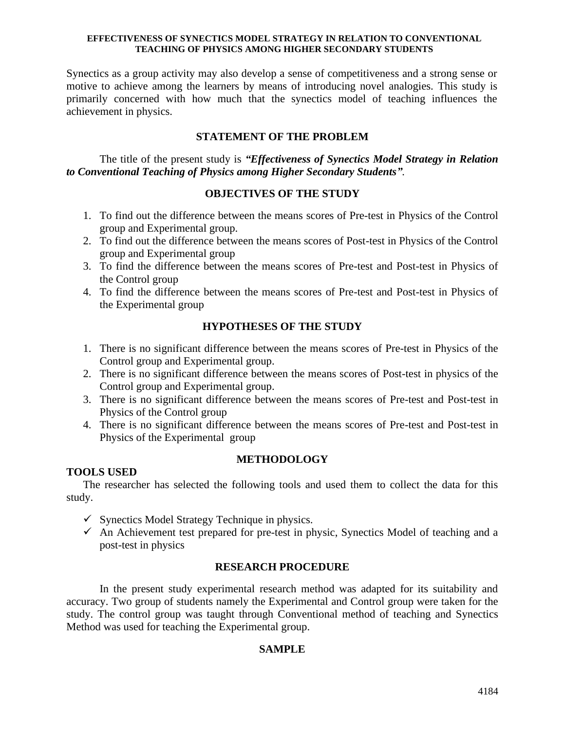Synectics as a group activity may also develop a sense of competitiveness and a strong sense or motive to achieve among the learners by means of introducing novel analogies. This study is primarily concerned with how much that the synectics model of teaching influences the achievement in physics.

## STATEMENT OF THE PROBLEM

The title of the present study is ***"Effectiveness of Synectics Model Strategy in Relation to Conventional Teaching of Physics among Higher Secondary Students"***.

## OBJECTIVES OF THE STUDY

1. To find out the difference between the means scores of Pre-test in Physics of the Control group and Experimental group.
2. To find out the difference between the means scores of Post-test in Physics of the Control group and Experimental group
3. To find the difference between the means scores of Pre-test and Post-test in Physics of the Control group
4. To find the difference between the means scores of Pre-test and Post-test in Physics of the Experimental group

## HYPOTHESES OF THE STUDY

1. There is no significant difference between the means scores of Pre-test in Physics of the Control group and Experimental group.
2. There is no significant difference between the means scores of Post-test in physics of the Control group and Experimental group.
3. There is no significant difference between the means scores of Pre-test and Post-test in Physics of the Control group
4. There is no significant difference between the means scores of Pre-test and Post-test in Physics of the Experimental group

## METHODOLOGY

### TOOLS USED

The researcher has selected the following tools and used them to collect the data for this study.

- ✓ Synectics Model Strategy Technique in physics.
- ✓ An Achievement test prepared for pre-test in physic, Synectics Model of teaching and a post-test in physics

## RESEARCH PROCEDURE

In the present study experimental research method was adapted for its suitability and accuracy. Two group of students namely the Experimental and Control group were taken for the study. The control group was taught through Conventional method of teaching and Synectics Method was used for teaching the Experimental group.

## SAMPLE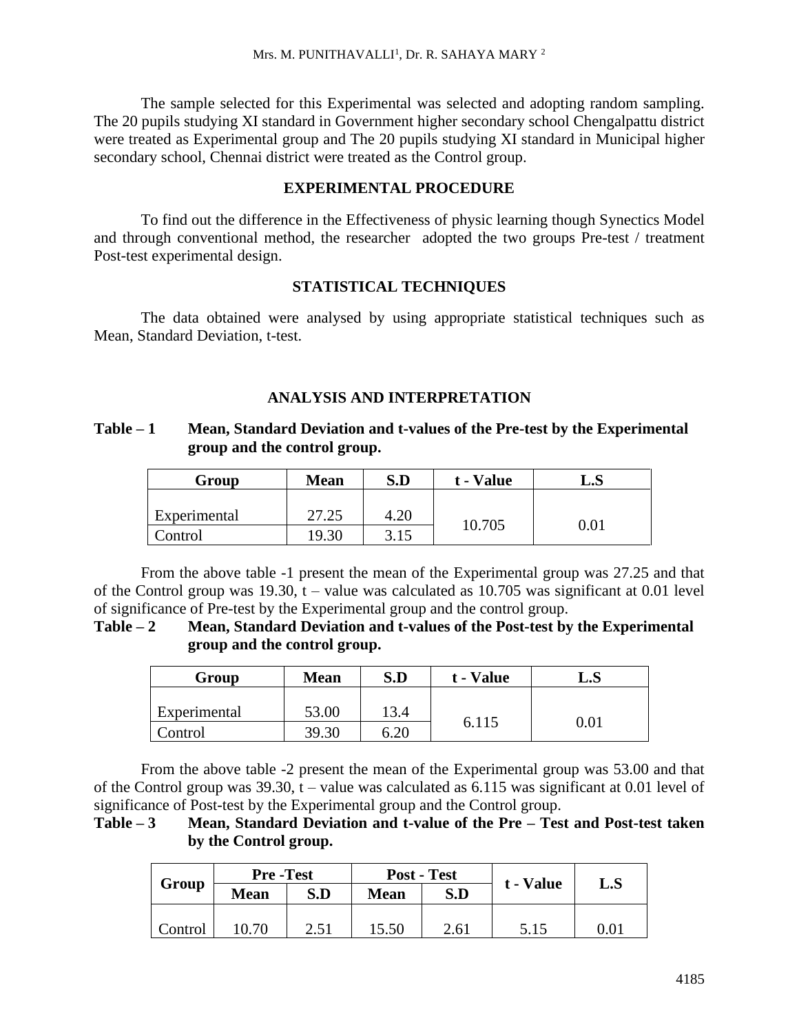The sample selected for this Experimental was selected and adopting random sampling. The 20 pupils studying XI standard in Government higher secondary school Chengalpattu district were treated as Experimental group and The 20 pupils studying XI standard in Municipal higher secondary school, Chennai district were treated as the Control group.

## EXPERIMENTAL PROCEDURE

To find out the difference in the Effectiveness of physic learning though Synectics Model and through conventional method, the researcher adopted the two groups Pre-test / treatment Post-test experimental design.

## STATISTICAL TECHNIQUES

The data obtained were analysed by using appropriate statistical techniques such as Mean, Standard Deviation, t-test.

## ANALYSIS AND INTERPRETATION

**Table – 1 Mean, Standard Deviation and t-values of the Pre-test by the Experimental group and the control group.**

| Group | Mean | S.D | t - Value | L.S |
|---|---|---|---|---|
| Experimental | 27.25 | 4.20 | 10.705 | 0.01 |
| Control | 19.30 | 3.15 | | |

From the above table -1 present the mean of the Experimental group was 27.25 and that of the Control group was 19.30, t – value was calculated as 10.705 was significant at 0.01 level of significance of Pre-test by the Experimental group and the control group.

**Table – 2 Mean, Standard Deviation and t-values of the Post-test by the Experimental group and the control group.**

| Group | Mean | S.D | t - Value | L.S |
|---|---|---|---|---|
| Experimental | 53.00 | 13.4 | 6.115 | 0.01 |
| Control | 39.30 | 6.20 | | |

From the above table -2 present the mean of the Experimental group was 53.00 and that of the Control group was 39.30, t – value was calculated as 6.115 was significant at 0.01 level of significance of Post-test by the Experimental group and the Control group.

**Table – 3 Mean, Standard Deviation and t-value of the Pre – Test and Post-test taken by the Control group.**

| Group | Pre -Test | | Post - Test | | t - Value | L.S |
|---|---|---|---|---|---|---|
| | Mean | S.D | Mean | S.D | | |
| Control | 10.70 | 2.51 | 15.50 | 2.61 | 5.15 | 0.01 |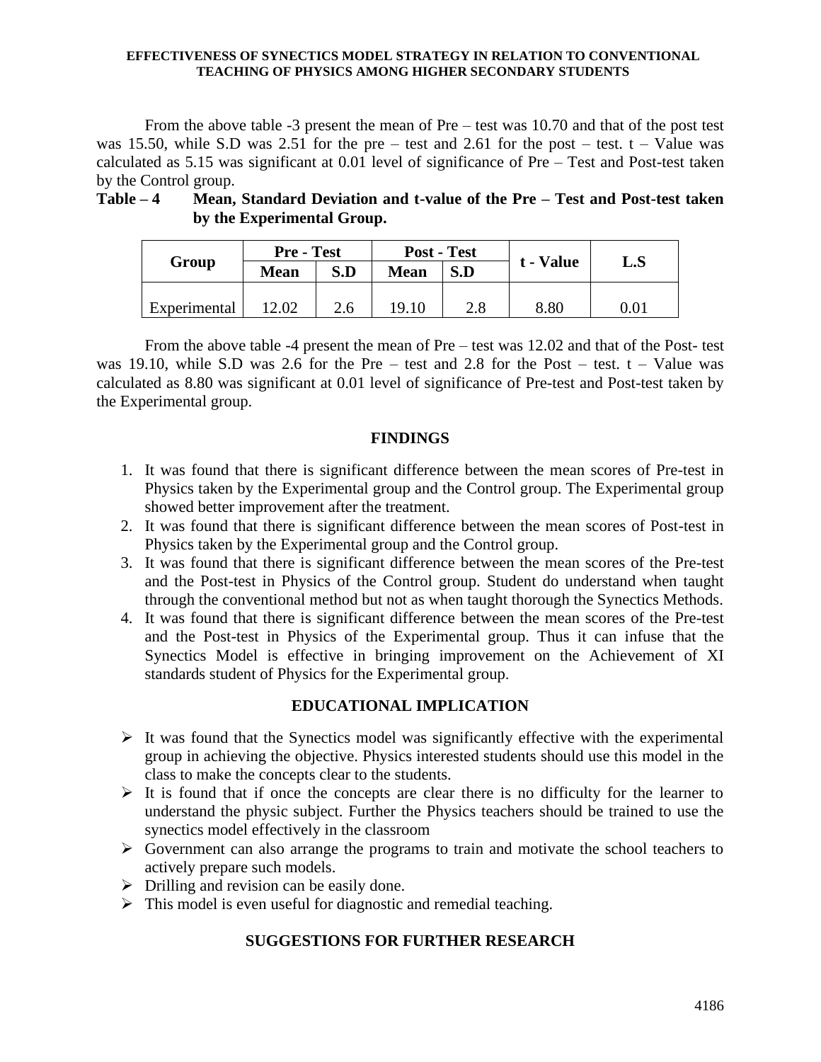From the above table -3 present the mean of Pre – test was 10.70 and that of the post test was 15.50, while S.D was 2.51 for the pre – test and 2.61 for the post – test. t – Value was calculated as 5.15 was significant at 0.01 level of significance of Pre – Test and Post-test taken by the Control group.

**Table – 4 Mean, Standard Deviation and t-value of the Pre – Test and Post-test taken by the Experimental Group.**

| Group | Pre - Test | | Post - Test | | t - Value | L.S |
|---|---|---|---|---|---|---|
| | Mean | S.D | Mean | S.D | | |
| Experimental | 12.02 | 2.6 | 19.10 | 2.8 | 8.80 | 0.01 |

From the above table -4 present the mean of Pre – test was 12.02 and that of the Post- test was 19.10, while S.D was 2.6 for the Pre – test and 2.8 for the Post – test. t – Value was calculated as 8.80 was significant at 0.01 level of significance of Pre-test and Post-test taken by the Experimental group.

## FINDINGS

1. It was found that there is significant difference between the mean scores of Pre-test in Physics taken by the Experimental group and the Control group. The Experimental group showed better improvement after the treatment.
2. It was found that there is significant difference between the mean scores of Post-test in Physics taken by the Experimental group and the Control group.
3. It was found that there is significant difference between the mean scores of the Pre-test and the Post-test in Physics of the Control group. Student do understand when taught through the conventional method but not as when taught thorough the Synectics Methods.
4. It was found that there is significant difference between the mean scores of the Pre-test and the Post-test in Physics of the Experimental group. Thus it can infuse that the Synectics Model is effective in bringing improvement on the Achievement of XI standards student of Physics for the Experimental group.

## EDUCATIONAL IMPLICATION

- It was found that the Synectics model was significantly effective with the experimental group in achieving the objective. Physics interested students should use this model in the class to make the concepts clear to the students.
- It is found that if once the concepts are clear there is no difficulty for the learner to understand the physic subject. Further the Physics teachers should be trained to use the synectics model effectively in the classroom
- Government can also arrange the programs to train and motivate the school teachers to actively prepare such models.
- Drilling and revision can be easily done.
- This model is even useful for diagnostic and remedial teaching.

## SUGGESTIONS FOR FURTHER RESEARCH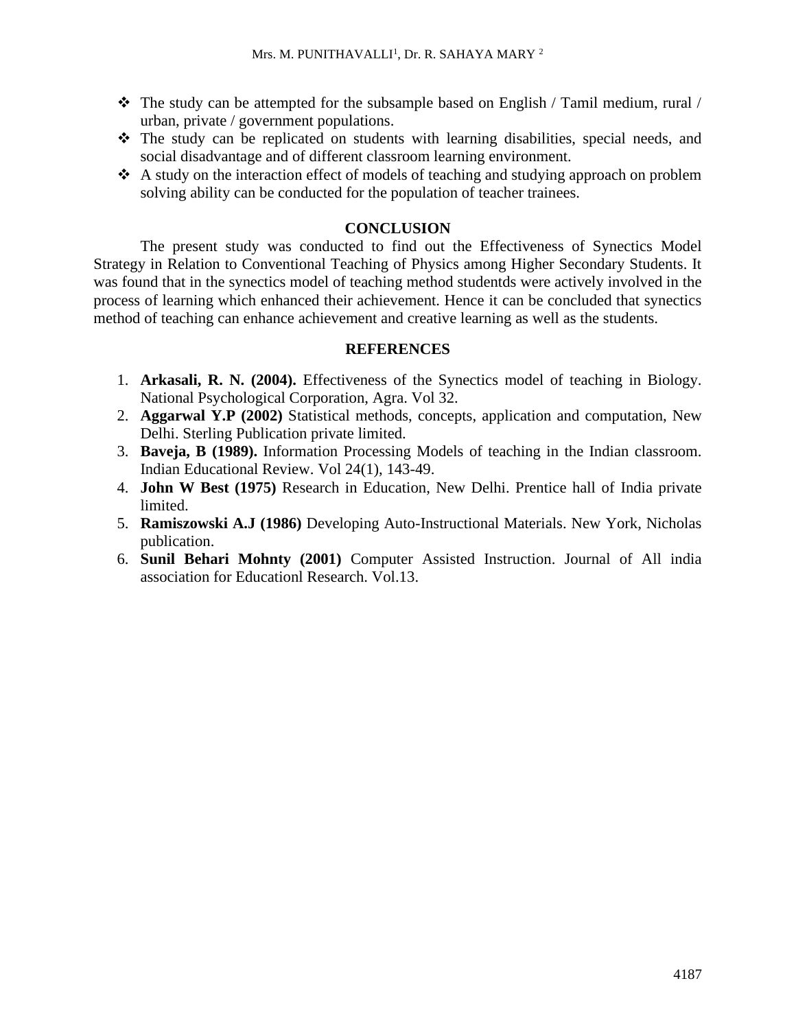- The study can be attempted for the subsample based on English / Tamil medium, rural / urban, private / government populations.
- The study can be replicated on students with learning disabilities, special needs, and social disadvantage and of different classroom learning environment.
- A study on the interaction effect of models of teaching and studying approach on problem solving ability can be conducted for the population of teacher trainees.

## CONCLUSION

The present study was conducted to find out the Effectiveness of Synectics Model Strategy in Relation to Conventional Teaching of Physics among Higher Secondary Students. It was found that in the synectics model of teaching method studentds were actively involved in the process of learning which enhanced their achievement. Hence it can be concluded that synectics method of teaching can enhance achievement and creative learning as well as the students.

## REFERENCES

1. **Arkasali, R. N. (2004).** Effectiveness of the Synectics model of teaching in Biology. National Psychological Corporation, Agra. Vol 32.
2. **Aggarwal Y.P (2002)** Statistical methods, concepts, application and computation, New Delhi. Sterling Publication private limited.
3. **Baveja, B (1989).** Information Processing Models of teaching in the Indian classroom. Indian Educational Review. Vol 24(1), 143-49.
4. **John W Best (1975)** Research in Education, New Delhi. Prentice hall of India private limited.
5. **Ramiszowski A.J (1986)** Developing Auto-Instructional Materials. New York, Nicholas publication.
6. **Sunil Behari Mohnty (2001)** Computer Assisted Instruction. Journal of All india association for Educationl Research. Vol.13.